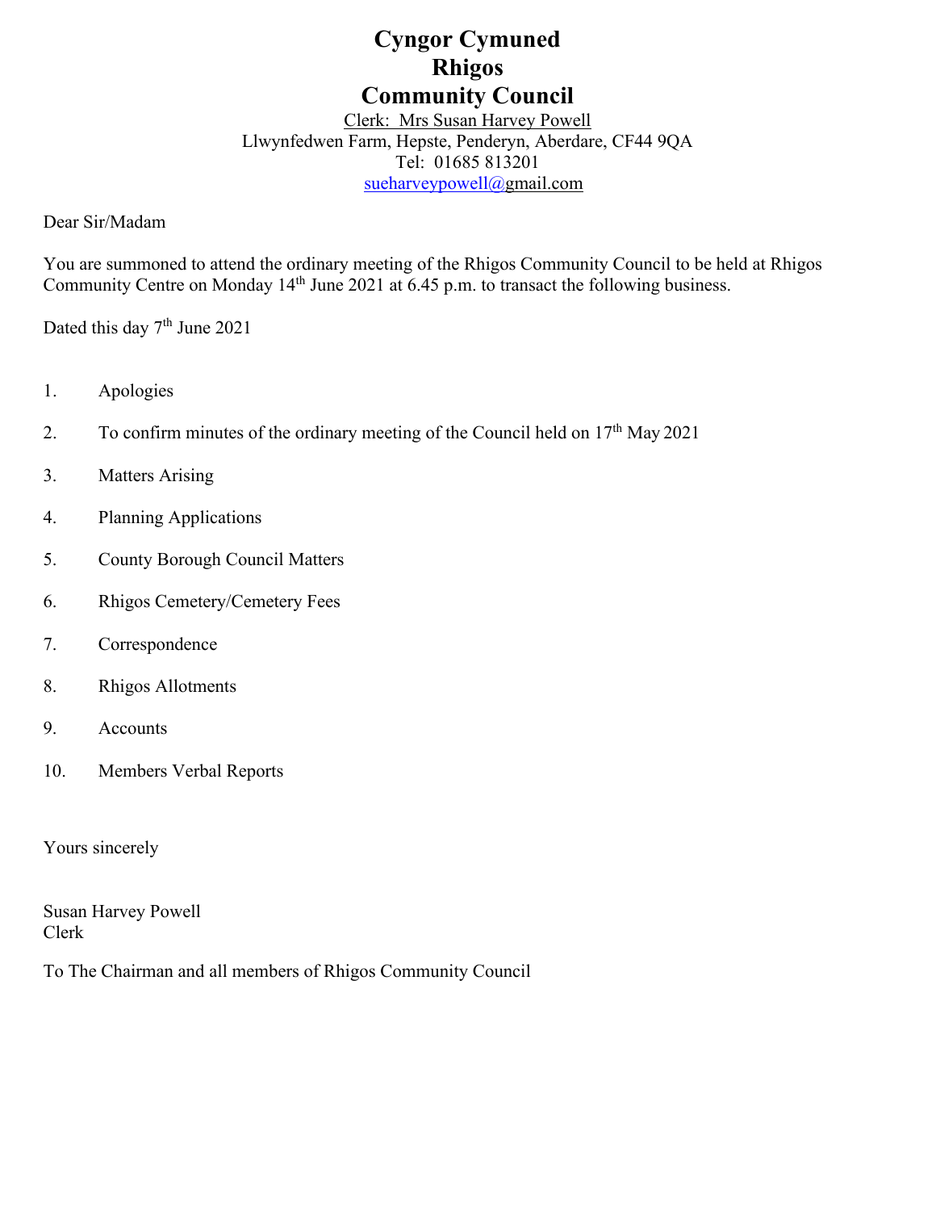# Cyngor Cymuned
# Rhigos
# Community Council

Clerk: Mrs Susan Harvey Powell
Llwynfedwen Farm, Hepste, Penderyn, Aberdare, CF44 9QA
Tel: 01685 813201
sueharveypowell@gmail.com

Dear Sir/Madam

You are summoned to attend the ordinary meeting of the Rhigos Community Council to be held at Rhigos Community Centre on Monday 14th June 2021 at 6.45 p.m. to transact the following business.

Dated this day 7th June 2021

1. Apologies
2. To confirm minutes of the ordinary meeting of the Council held on 17th May 2021
3. Matters Arising
4. Planning Applications
5. County Borough Council Matters
6. Rhigos Cemetery/Cemetery Fees
7. Correspondence
8. Rhigos Allotments
9. Accounts
10. Members Verbal Reports

Yours sincerely

Susan Harvey Powell
Clerk

To The Chairman and all members of Rhigos Community Council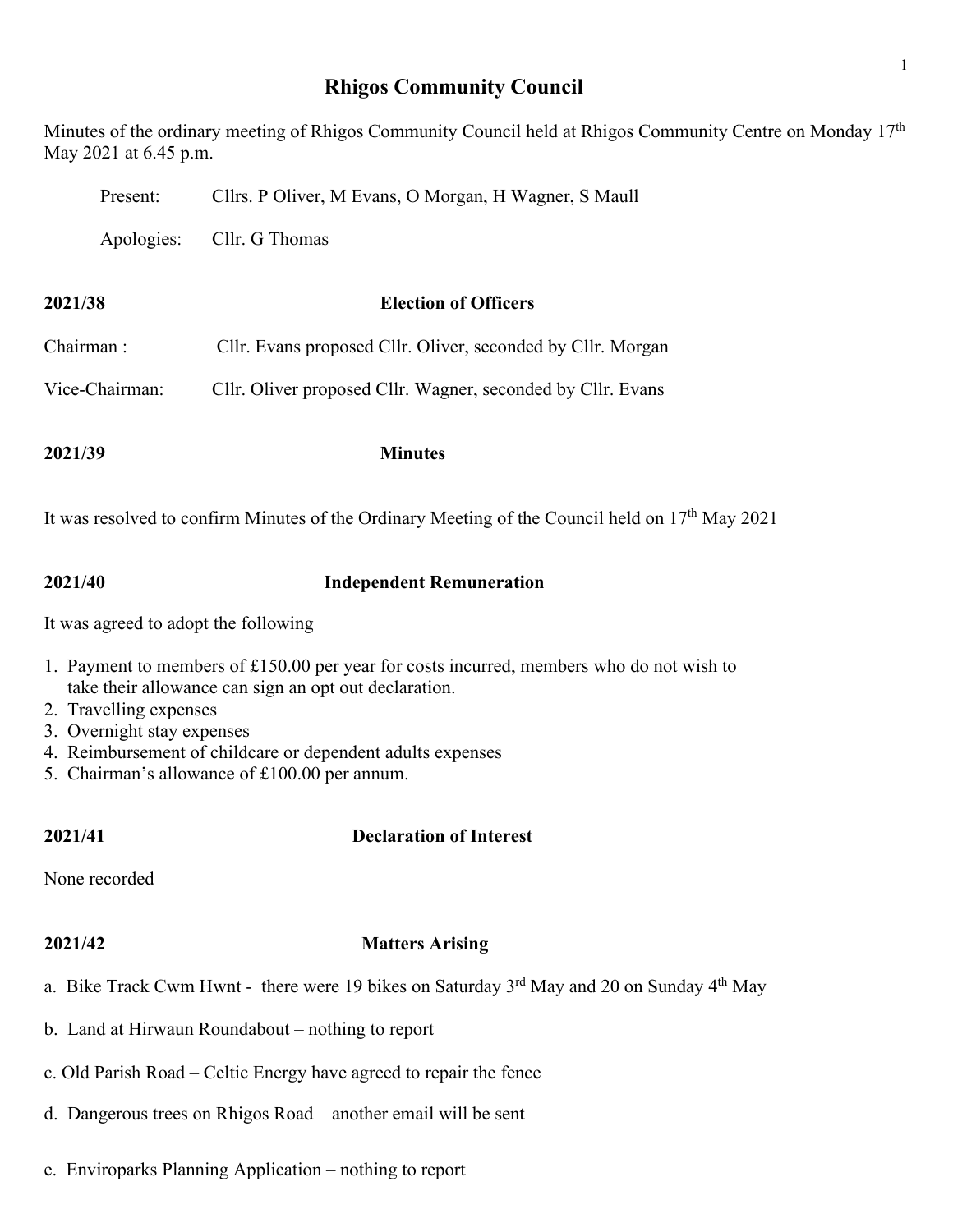# Rhigos Community Council

Minutes of the ordinary meeting of Rhigos Community Council held at Rhigos Community Centre on Monday 17th May 2021 at 6.45 p.m.

Present: Cllrs. P Oliver, M Evans, O Morgan, H Wagner, S Maull

Apologies: Cllr. G Thomas

**2021/38 Election of Officers**

Chairman : Cllr. Evans proposed Cllr. Oliver, seconded by Cllr. Morgan

Vice-Chairman: Cllr. Oliver proposed Cllr. Wagner, seconded by Cllr. Evans

**2021/39 Minutes**

It was resolved to confirm Minutes of the Ordinary Meeting of the Council held on 17th May 2021

**2021/40 Independent Remuneration**

It was agreed to adopt the following

1. Payment to members of £150.00 per year for costs incurred, members who do not wish to take their allowance can sign an opt out declaration.
2. Travelling expenses
3. Overnight stay expenses
4. Reimbursement of childcare or dependent adults expenses
5. Chairman's allowance of £100.00 per annum.

**2021/41 Declaration of Interest**

None recorded

**2021/42 Matters Arising**

a. Bike Track Cwm Hwnt - there were 19 bikes on Saturday 3rd May and 20 on Sunday 4th May

b. Land at Hirwaun Roundabout – nothing to report

c. Old Parish Road – Celtic Energy have agreed to repair the fence

d. Dangerous trees on Rhigos Road – another email will be sent

e. Enviroparks Planning Application – nothing to report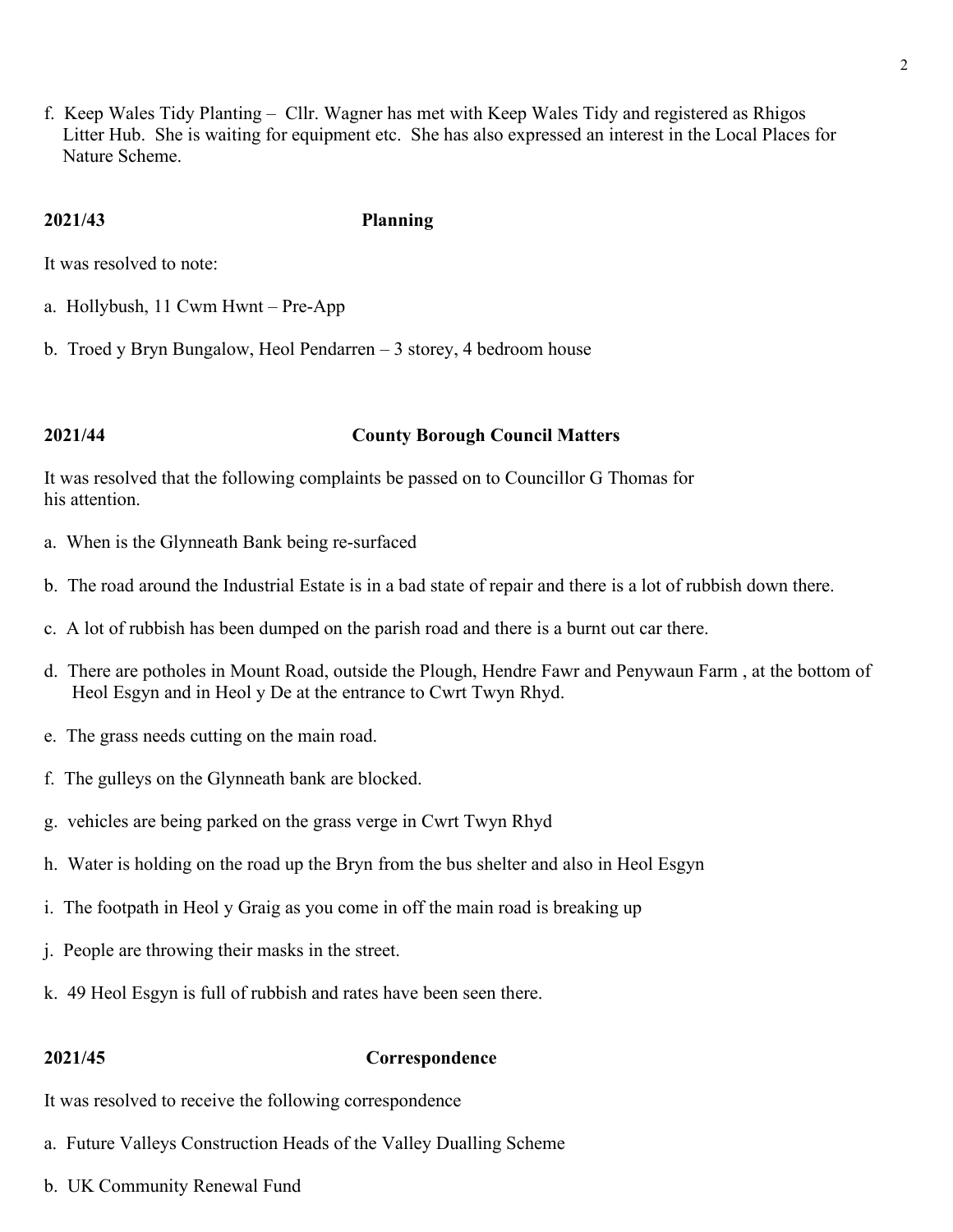f. Keep Wales Tidy Planting – Cllr. Wagner has met with Keep Wales Tidy and registered as Rhigos Litter Hub. She is waiting for equipment etc. She has also expressed an interest in the Local Places for Nature Scheme.

## 2021/43 Planning

It was resolved to note:

a. Hollybush, 11 Cwm Hwnt – Pre-App

b. Troed y Bryn Bungalow, Heol Pendarren – 3 storey, 4 bedroom house

## 2021/44 County Borough Council Matters

It was resolved that the following complaints be passed on to Councillor G Thomas for his attention.

a. When is the Glynneath Bank being re-surfaced

b. The road around the Industrial Estate is in a bad state of repair and there is a lot of rubbish down there.

c. A lot of rubbish has been dumped on the parish road and there is a burnt out car there.

d. There are potholes in Mount Road, outside the Plough, Hendre Fawr and Penywaun Farm , at the bottom of Heol Esgyn and in Heol y De at the entrance to Cwrt Twyn Rhyd.

e. The grass needs cutting on the main road.

f. The gulleys on the Glynneath bank are blocked.

g. vehicles are being parked on the grass verge in Cwrt Twyn Rhyd

h. Water is holding on the road up the Bryn from the bus shelter and also in Heol Esgyn

i. The footpath in Heol y Graig as you come in off the main road is breaking up

j. People are throwing their masks in the street.

k. 49 Heol Esgyn is full of rubbish and rates have been seen there.

## 2021/45 Correspondence

It was resolved to receive the following correspondence

a. Future Valleys Construction Heads of the Valley Dualling Scheme

b. UK Community Renewal Fund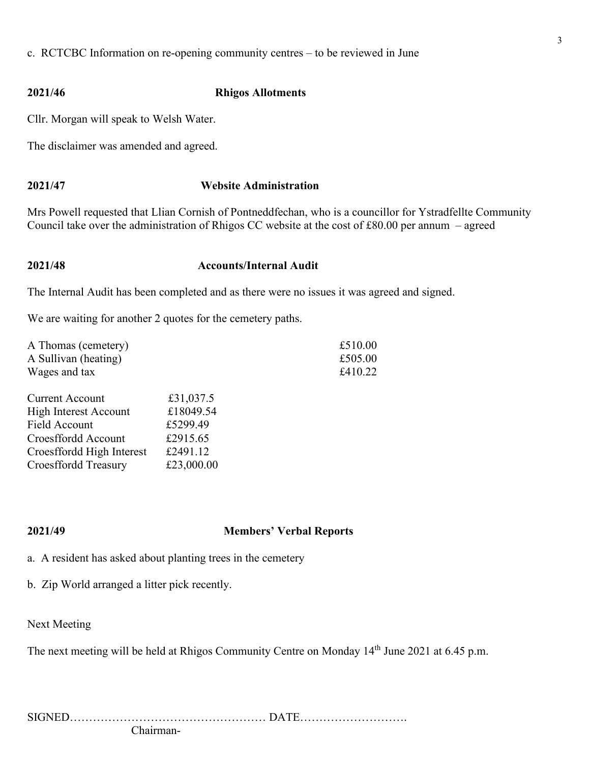c. RCTCBC Information on re-opening community centres – to be reviewed in June

**2021/46** **Rhigos Allotments**

Cllr. Morgan will speak to Welsh Water.

The disclaimer was amended and agreed.

**2021/47** **Website Administration**

Mrs Powell requested that Llian Cornish of Pontneddfechan, who is a councillor for Ystradfellte Community Council take over the administration of Rhigos CC website at the cost of £80.00 per annum – agreed

**2021/48** **Accounts/Internal Audit**

The Internal Audit has been completed and as there were no issues it was agreed and signed.

We are waiting for another 2 quotes for the cemetery paths.

| | |
|---|---|
| A Thomas (cemetery) | £510.00 |
| A Sullivan (heating) | £505.00 |
| Wages and tax | £410.22 |

| | |
|---|---|
| Current Account | £31,037.5 |
| High Interest Account | £18049.54 |
| Field Account | £5299.49 |
| Croesffordd Account | £2915.65 |
| Croesffordd High Interest | £2491.12 |
| Croesffordd Treasury | £23,000.00 |

**2021/49** **Members' Verbal Reports**

a. A resident has asked about planting trees in the cemetery

b. Zip World arranged a litter pick recently.

Next Meeting

The next meeting will be held at Rhigos Community Centre on Monday 14th June 2021 at 6.45 p.m.

SIGNED…………………………………………… DATE……………………….
Chairman-